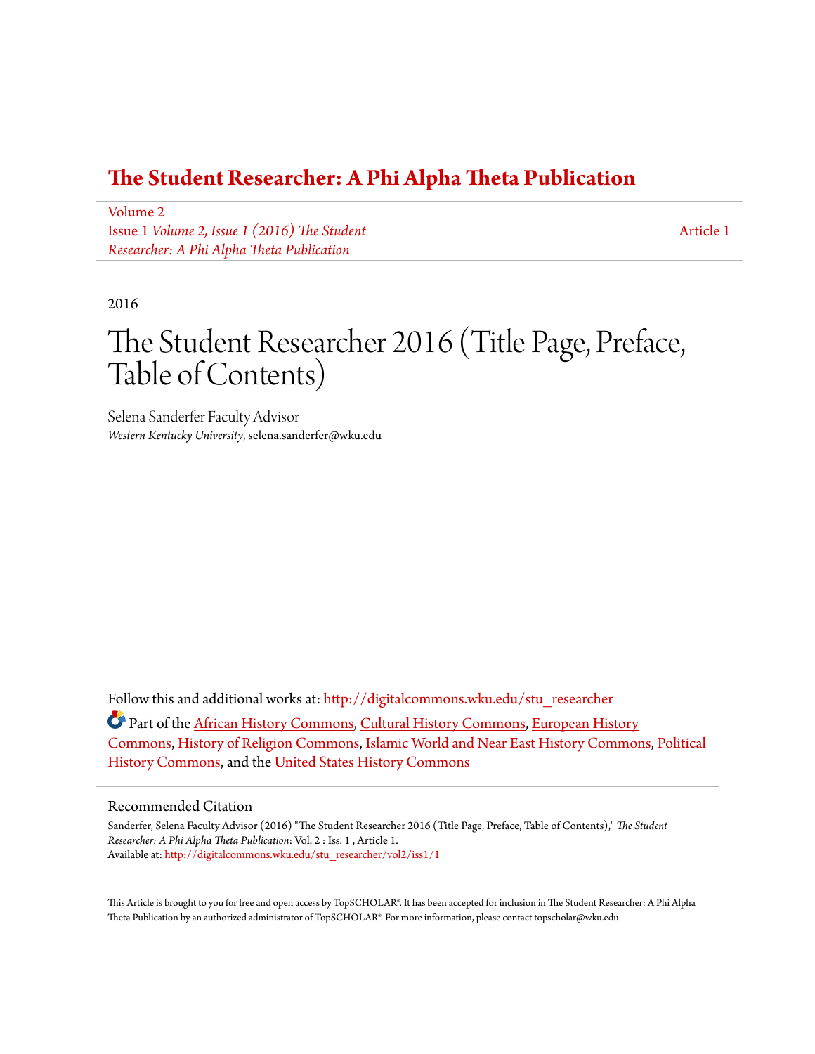# The Student Researcher: A Phi Alpha Theta Publication

Volume 2
Issue 1 *Volume 2, Issue 1 (2016) The Student Researcher: A Phi Alpha Theta Publication*

Article 1

2016

# The Student Researcher 2016 (Title Page, Preface, Table of Contents)

Selena Sanderfer Faculty Advisor
*Western Kentucky University*, selena.sanderfer@wku.edu

Follow this and additional works at: http://digitalcommons.wku.edu/stu_researcher

Part of the African History Commons, Cultural History Commons, European History Commons, History of Religion Commons, Islamic World and Near East History Commons, Political History Commons, and the United States History Commons

## Recommended Citation

Sanderfer, Selena Faculty Advisor (2016) "The Student Researcher 2016 (Title Page, Preface, Table of Contents)," *The Student Researcher: A Phi Alpha Theta Publication*: Vol. 2 : Iss. 1 , Article 1.
Available at: http://digitalcommons.wku.edu/stu_researcher/vol2/iss1/1

This Article is brought to you for free and open access by TopSCHOLAR®. It has been accepted for inclusion in The Student Researcher: A Phi Alpha Theta Publication by an authorized administrator of TopSCHOLAR®. For more information, please contact topscholar@wku.edu.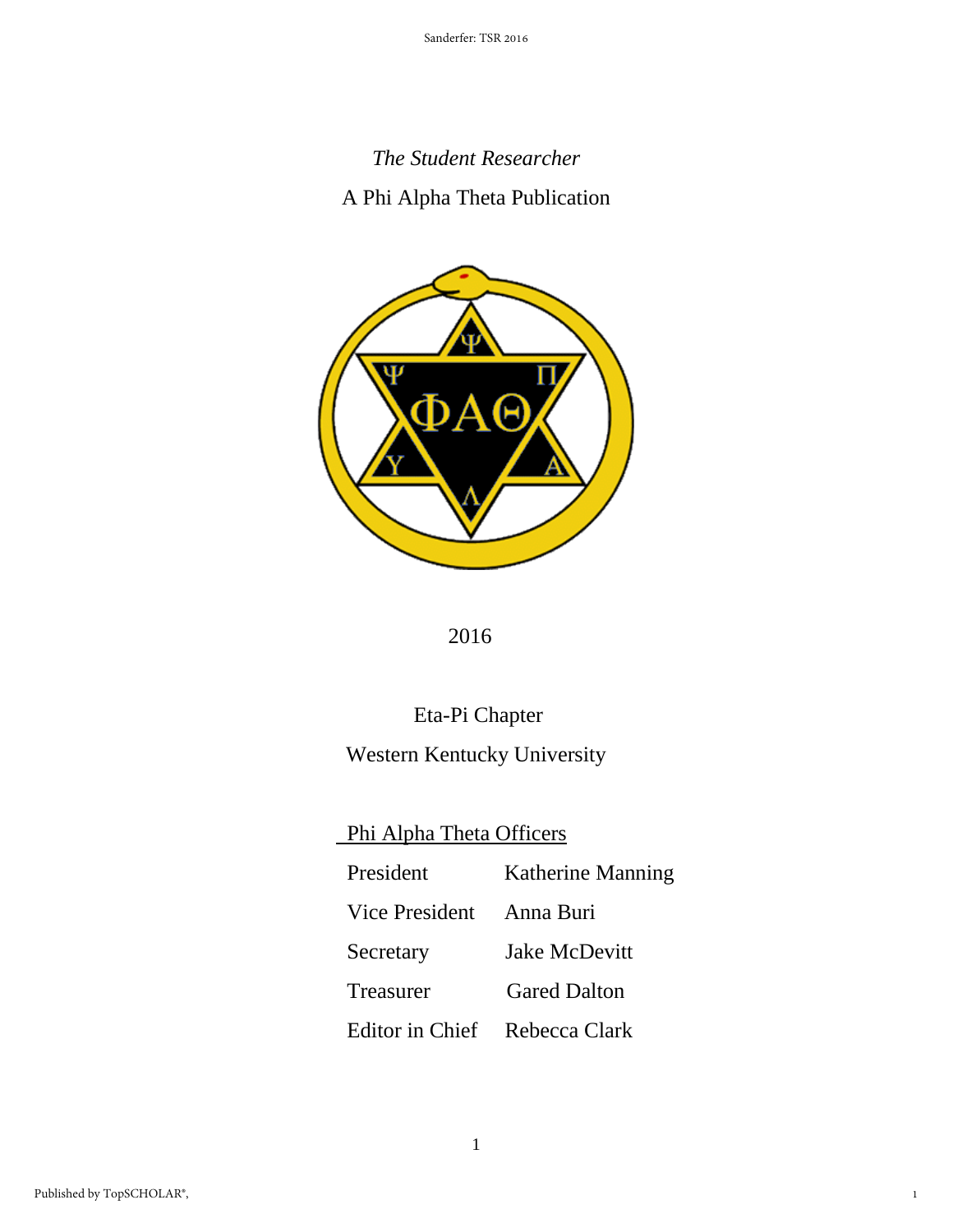*The Student Researcher*

A Phi Alpha Theta Publication

2016

Eta-Pi Chapter

Western Kentucky University

Phi Alpha Theta Officers

| | |
|---|---|
| President | Katherine Manning |
| Vice President | Anna Buri |
| Secretary | Jake McDevitt |
| Treasurer | Gared Dalton |
| Editor in Chief | Rebecca Clark |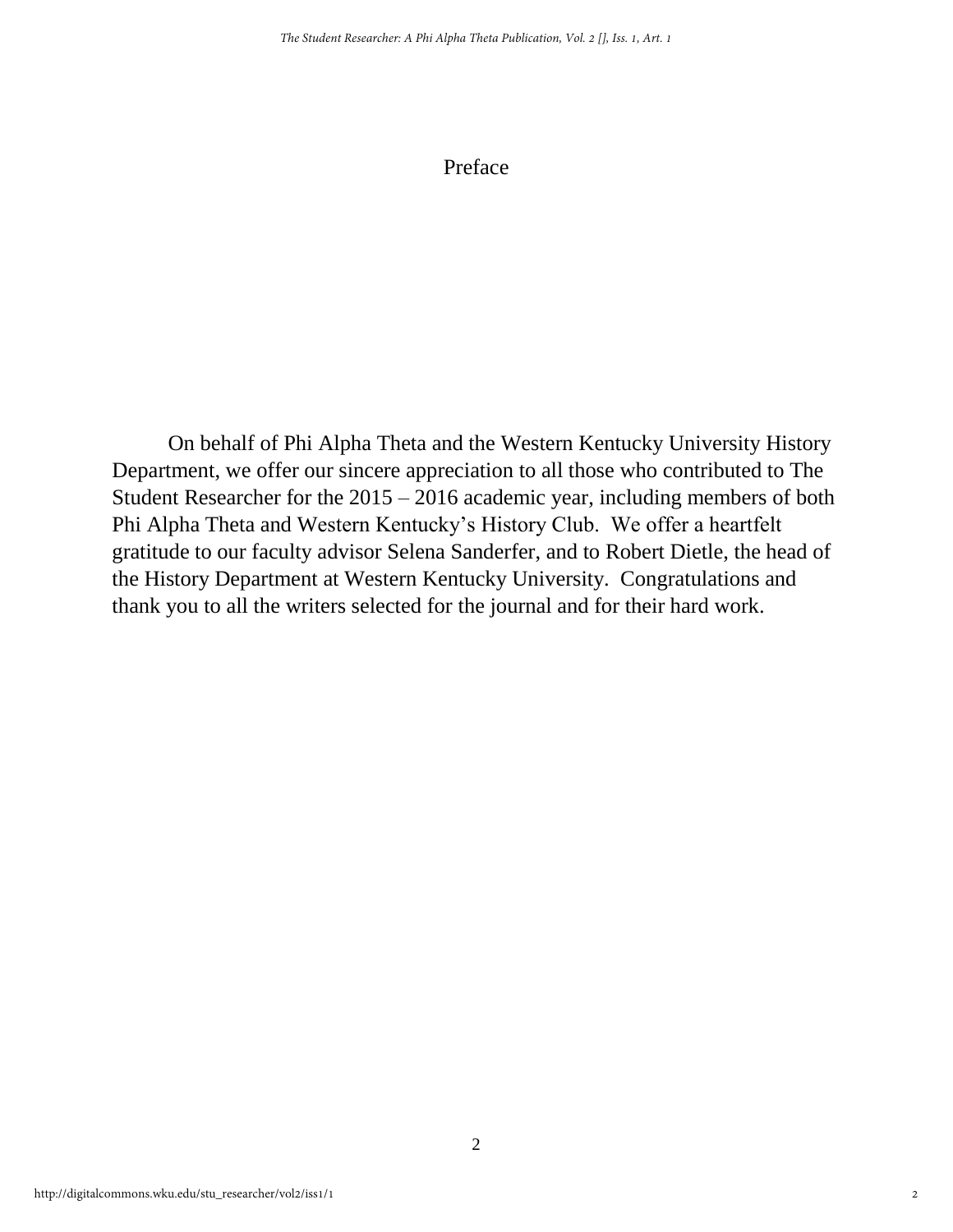# Preface

On behalf of Phi Alpha Theta and the Western Kentucky University History Department, we offer our sincere appreciation to all those who contributed to The Student Researcher for the 2015 – 2016 academic year, including members of both Phi Alpha Theta and Western Kentucky's History Club. We offer a heartfelt gratitude to our faculty advisor Selena Sanderfer, and to Robert Dietle, the head of the History Department at Western Kentucky University. Congratulations and thank you to all the writers selected for the journal and for their hard work.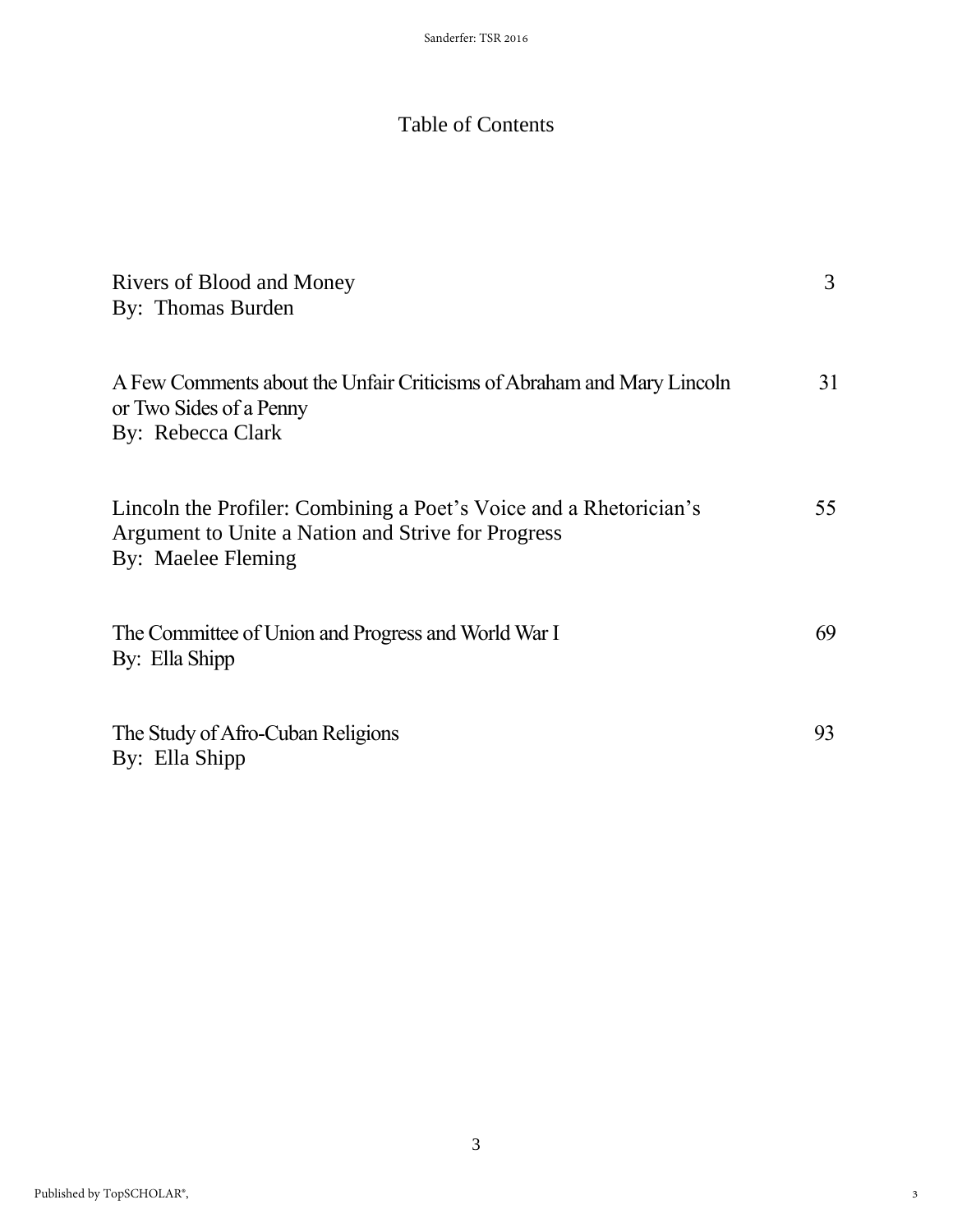# Table of Contents

| | |
|---|---|
| Rivers of Blood and Money<br>By: Thomas Burden | 3 |
| A Few Comments about the Unfair Criticisms of Abraham and Mary Lincoln or Two Sides of a Penny<br>By: Rebecca Clark | 31 |
| Lincoln the Profiler: Combining a Poet's Voice and a Rhetorician's Argument to Unite a Nation and Strive for Progress<br>By: Maelee Fleming | 55 |
| The Committee of Union and Progress and World War I<br>By: Ella Shipp | 69 |
| The Study of Afro-Cuban Religions<br>By: Ella Shipp | 93 |